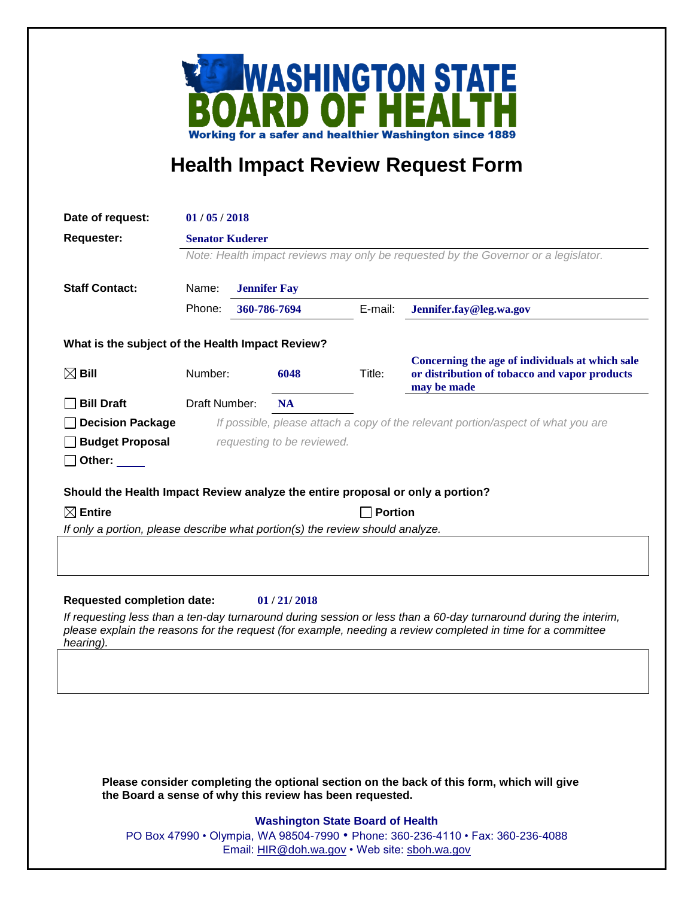# WASHINGTON STATE BOARD OF HEALTH

**Working for a safer and healthier Washington since 1889**

## Health Impact Review Request Form

**Date of request:** 01 / 05 / 2018

**Requester:** Senator Kuderer

*Note: Health impact reviews may only be requested by the Governor or a legislator.*

**Staff Contact:**
Name: Jennifer Fay
Phone: 360-786-7694 E-mail: Jennifer.fay@leg.wa.gov

**What is the subject of the Health Impact Review?**

- ☒ **Bill** Number: 6048 Title: Concerning the age of individuals at which sale or distribution of tobacco and vapor products may be made
- ☐ **Bill Draft** Draft Number: NA
- ☐ **Decision Package**
- ☐ **Budget Proposal**
- ☐ **Other:** ____

*If possible, please attach a copy of the relevant portion/aspect of what you are requesting to be reviewed.*

**Should the Health Impact Review analyze the entire proposal or only a portion?**

☒ **Entire** ☐ **Portion**

*If only a portion, please describe what portion(s) the review should analyze.*

**Requested completion date:** 01 / 21/ 2018

*If requesting less than a ten-day turnaround during session or less than a 60-day turnaround during the interim, please explain the reasons for the request (for example, needing a review completed in time for a committee hearing).*

**Please consider completing the optional section on the back of this form, which will give the Board a sense of why this review has been requested.**

**Washington State Board of Health**
PO Box 47990 • Olympia, WA 98504-7990 • Phone: 360-236-4110 • Fax: 360-236-4088
Email: HIR@doh.wa.gov • Web site: sboh.wa.gov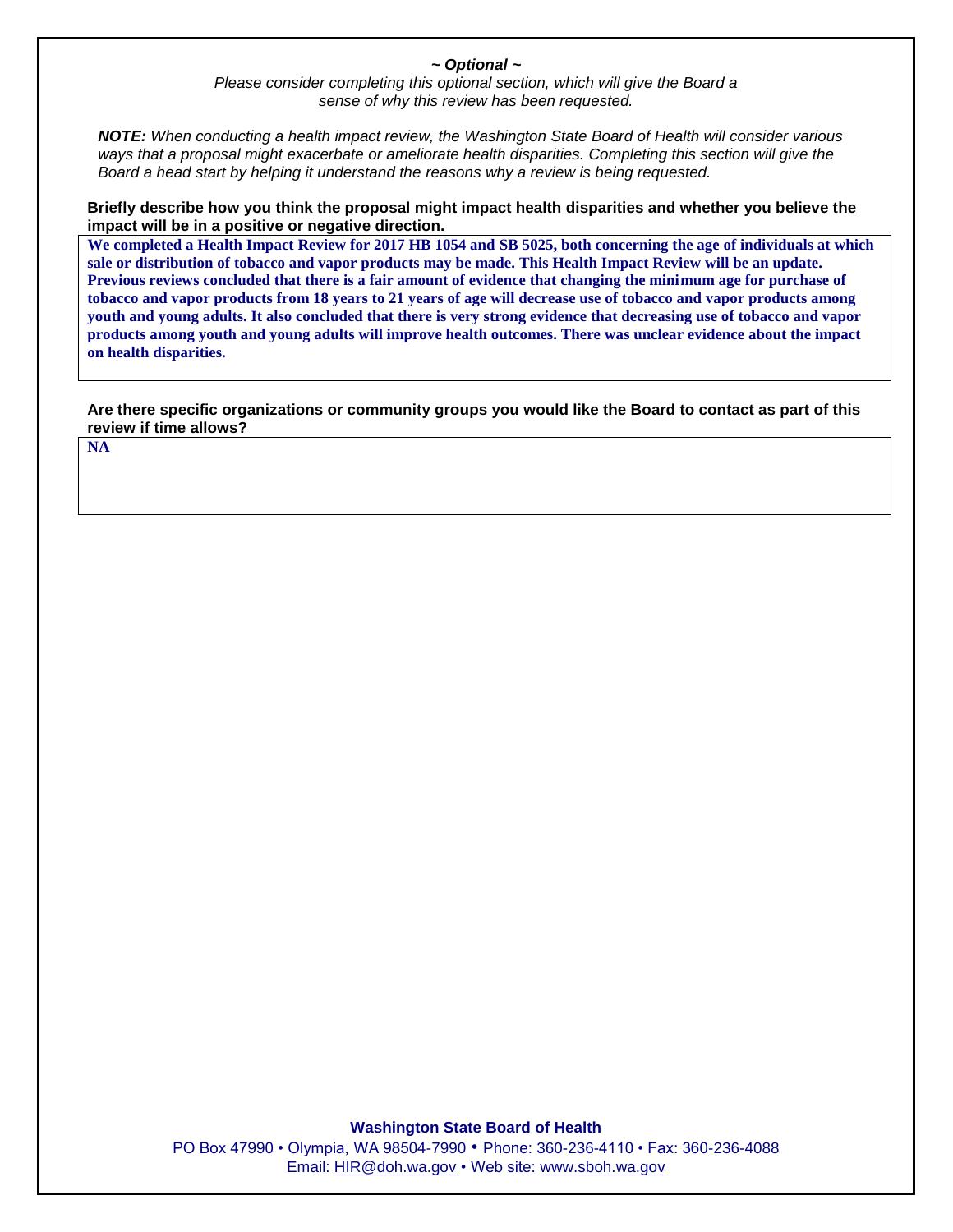*~ Optional ~*

*Please consider completing this optional section, which will give the Board a sense of why this review has been requested.*

***NOTE:*** *When conducting a health impact review, the Washington State Board of Health will consider various ways that a proposal might exacerbate or ameliorate health disparities. Completing this section will give the Board a head start by helping it understand the reasons why a review is being requested.*

**Briefly describe how you think the proposal might impact health disparities and whether you believe the impact will be in a positive or negative direction.**

**We completed a Health Impact Review for 2017 HB 1054 and SB 5025, both concerning the age of individuals at which sale or distribution of tobacco and vapor products may be made. This Health Impact Review will be an update. Previous reviews concluded that there is a fair amount of evidence that changing the minimum age for purchase of tobacco and vapor products from 18 years to 21 years of age will decrease use of tobacco and vapor products among youth and young adults. It also concluded that there is very strong evidence that decreasing use of tobacco and vapor products among youth and young adults will improve health outcomes. There was unclear evidence about the impact on health disparities.**

**Are there specific organizations or community groups you would like the Board to contact as part of this review if time allows?**

**NA**

**Washington State Board of Health**

PO Box 47990 • Olympia, WA 98504-7990 • Phone: 360-236-4110 • Fax: 360-236-4088
Email: HIR@doh.wa.gov • Web site: www.sboh.wa.gov